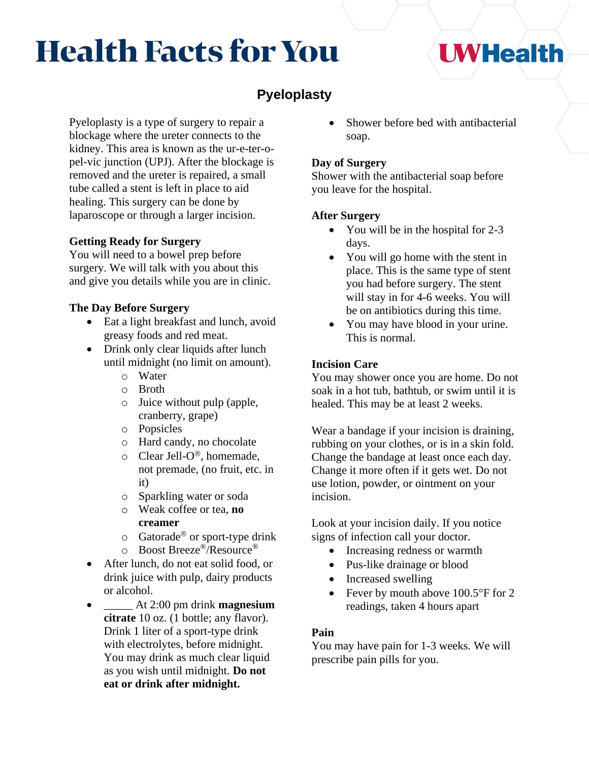# Health Facts for You

UWHealth

## Pyeloplasty

Pyeloplasty is a type of surgery to repair a blockage where the ureter connects to the kidney. This area is known as the ur-e-ter-o-pel-vic junction (UPJ). After the blockage is removed and the ureter is repaired, a small tube called a stent is left in place to aid healing. This surgery can be done by laparoscope or through a larger incision.

### Getting Ready for Surgery

You will need to a bowel prep before surgery. We will talk with you about this and give you details while you are in clinic.

### The Day Before Surgery

- Eat a light breakfast and lunch, avoid greasy foods and red meat.
- Drink only clear liquids after lunch until midnight (no limit on amount).
  - Water
  - Broth
  - Juice without pulp (apple, cranberry, grape)
  - Popsicles
  - Hard candy, no chocolate
  - Clear Jell-O®, homemade, not premade, (no fruit, etc. in it)
  - Sparkling water or soda
  - Weak coffee or tea, **no creamer**
  - Gatorade® or sport-type drink
  - Boost Breeze®/Resource®
- After lunch, do not eat solid food, or drink juice with pulp, dairy products or alcohol.
- _____ At 2:00 pm drink **magnesium citrate** 10 oz. (1 bottle; any flavor). Drink 1 liter of a sport-type drink with electrolytes, before midnight. You may drink as much clear liquid as you wish until midnight. **Do not eat or drink after midnight.**
- Shower before bed with antibacterial soap.

### Day of Surgery

Shower with the antibacterial soap before you leave for the hospital.

### After Surgery

- You will be in the hospital for 2-3 days.
- You will go home with the stent in place. This is the same type of stent you had before surgery. The stent will stay in for 4-6 weeks. You will be on antibiotics during this time.
- You may have blood in your urine. This is normal.

### Incision Care

You may shower once you are home. Do not soak in a hot tub, bathtub, or swim until it is healed. This may be at least 2 weeks.

Wear a bandage if your incision is draining, rubbing on your clothes, or is in a skin fold. Change the bandage at least once each day. Change it more often if it gets wet. Do not use lotion, powder, or ointment on your incision.

Look at your incision daily. If you notice signs of infection call your doctor.

- Increasing redness or warmth
- Pus-like drainage or blood
- Increased swelling
- Fever by mouth above 100.5°F for 2 readings, taken 4 hours apart

### Pain

You may have pain for 1-3 weeks. We will prescribe pain pills for you.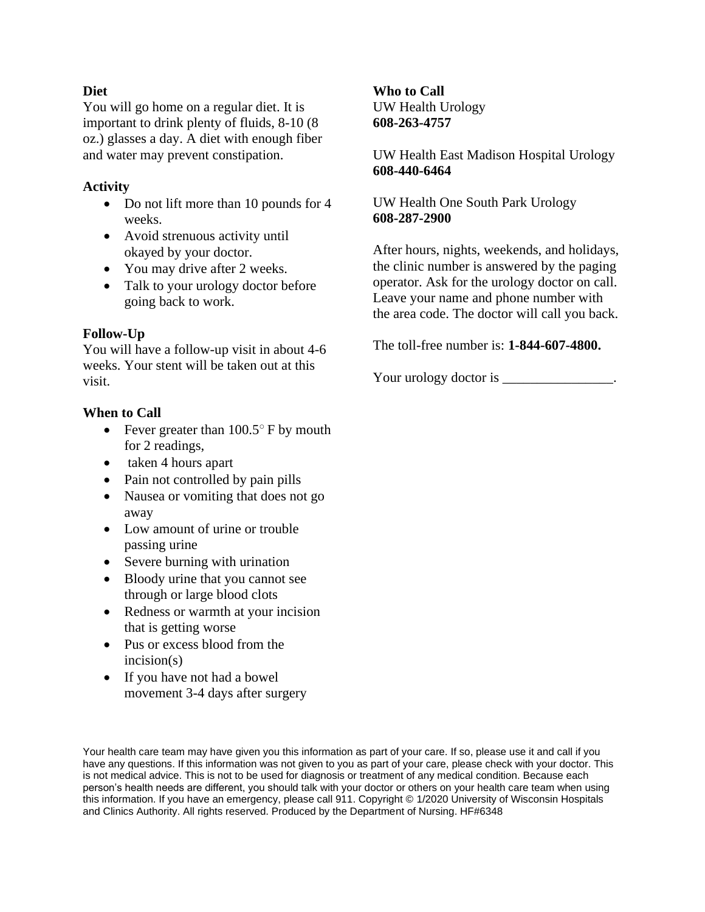**Diet**

You will go home on a regular diet. It is important to drink plenty of fluids, 8-10 (8 oz.) glasses a day. A diet with enough fiber and water may prevent constipation.

**Activity**

- Do not lift more than 10 pounds for 4 weeks.
- Avoid strenuous activity until okayed by your doctor.
- You may drive after 2 weeks.
- Talk to your urology doctor before going back to work.

**Follow-Up**

You will have a follow-up visit in about 4-6 weeks. Your stent will be taken out at this visit.

**When to Call**

- Fever greater than 100.5° F by mouth for 2 readings,
- taken 4 hours apart
- Pain not controlled by pain pills
- Nausea or vomiting that does not go away
- Low amount of urine or trouble passing urine
- Severe burning with urination
- Bloody urine that you cannot see through or large blood clots
- Redness or warmth at your incision that is getting worse
- Pus or excess blood from the incision(s)
- If you have not had a bowel movement 3-4 days after surgery

**Who to Call**

UW Health Urology
**608-263-4757**

UW Health East Madison Hospital Urology
**608-440-6464**

UW Health One South Park Urology
**608-287-2900**

After hours, nights, weekends, and holidays, the clinic number is answered by the paging operator. Ask for the urology doctor on call. Leave your name and phone number with the area code. The doctor will call you back.

The toll-free number is: **1-844-607-4800.**

Your urology doctor is ________________.

Your health care team may have given you this information as part of your care. If so, please use it and call if you have any questions. If this information was not given to you as part of your care, please check with your doctor. This is not medical advice. This is not to be used for diagnosis or treatment of any medical condition. Because each person's health needs are different, you should talk with your doctor or others on your health care team when using this information. If you have an emergency, please call 911. Copyright © 1/2020 University of Wisconsin Hospitals and Clinics Authority. All rights reserved. Produced by the Department of Nursing. HF#6348